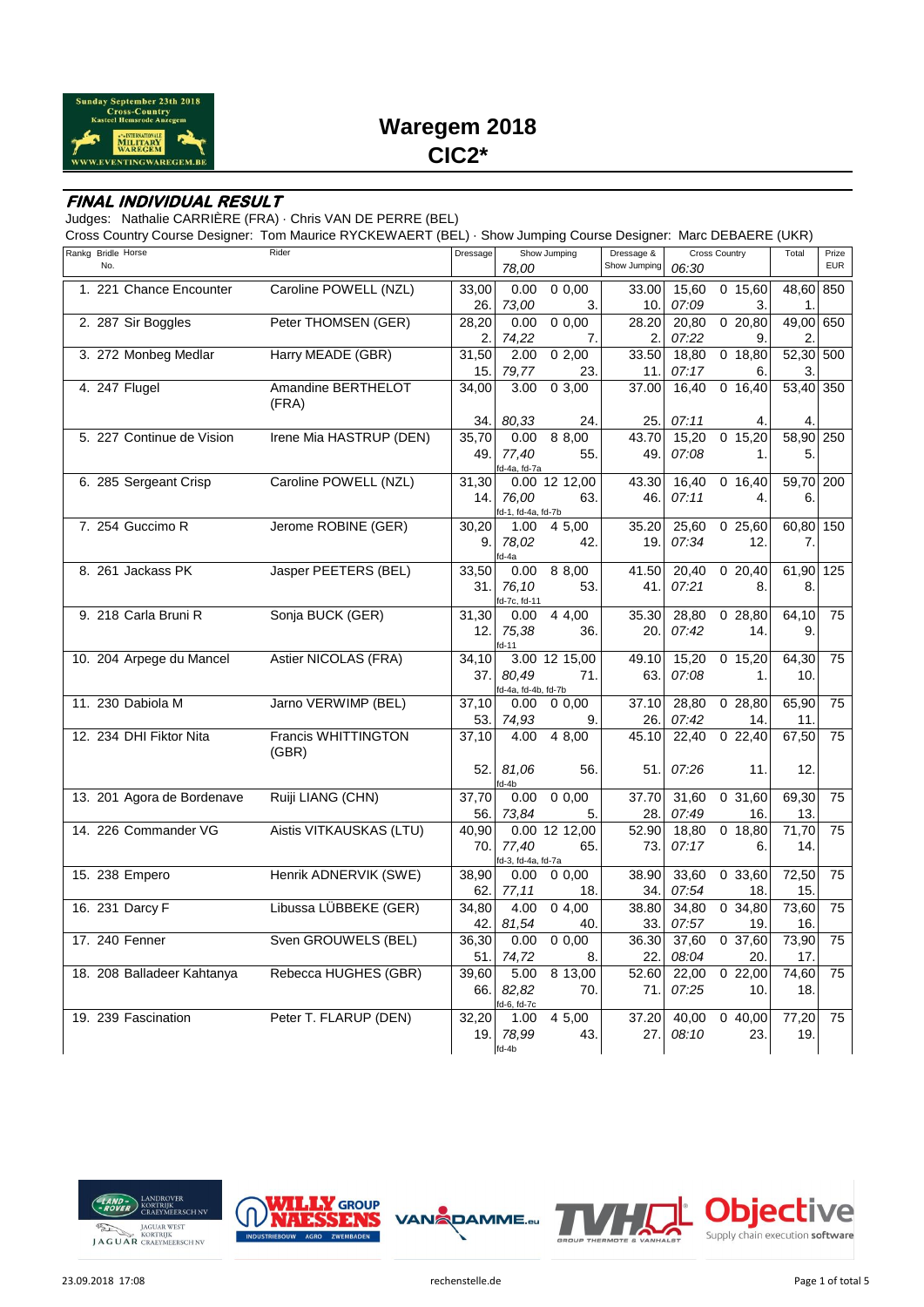# Waregem 2018
## CIC2*

### FINAL INDIVIDUAL RESULT

Judges: Nathalie CARRIÈRE (FRA) · Chris VAN DE PERRE (BEL)

Cross Country Course Designer: Tom Maurice RYCKEWAERT (BEL) · Show Jumping Course Designer: Marc DEBAERE (UKR)

| Rankg | Bridle No. | Horse | Rider | Dressage | Show Jumping 78,00 | | | Dressage & Show Jumping | Cross Country 06:30 | | | Total | Prize EUR |
|---|---|---|---|---|---|---|---|---|---|---|---|---|---|
| 1. | 221 | Chance Encounter | Caroline POWELL (NZL) | 33,00 26. | 0.00 73,00 | 0 | 0,00 3. | 33.00 10. | 15,60 07:09 | 0 | 15,60 3. | 48,60 1. | 850 |
| 2. | 287 | Sir Boggles | Peter THOMSEN (GER) | 28,20 2. | 0.00 74,22 | 0 | 0,00 7. | 28.20 2. | 20,80 07:22 | 0 | 20,80 9. | 49,00 2. | 650 |
| 3. | 272 | Monbeg Medlar | Harry MEADE (GBR) | 31,50 15. | 2.00 79,77 | 0 | 2,00 23. | 33.50 11. | 18,80 07:17 | 0 | 18,80 6. | 52,30 3. | 500 |
| 4. | 247 | Flugel | Amandine BERTHELOT (FRA) | 34,00 34. | 3.00 80,33 | 0 | 3,00 24. | 37.00 25. | 16,40 07:11 | 0 | 16,40 4. | 53,40 4. | 350 |
| 5. | 227 | Continue de Vision | Irene Mia HASTRUP (DEN) | 35,70 49. | 0.00 77,40 fd-4a, fd-7a | 8 | 8,00 55. | 43.70 49. | 15,20 07:08 | 0 | 15,20 1. | 58,90 5. | 250 |
| 6. | 285 | Sergeant Crisp | Caroline POWELL (NZL) | 31,30 14. | 0.00 76,00 fd-1, fd-4a, fd-7b | 12 | 12,00 63. | 43.30 46. | 16,40 07:11 | 0 | 16,40 4. | 59,70 6. | 200 |
| 7. | 254 | Guccimo R | Jerome ROBINE (GER) | 30,20 9. | 1.00 78,02 fd-4a | 4 | 5,00 42. | 35.20 19. | 25,60 07:34 | 0 | 25,60 12. | 60,80 7. | 150 |
| 8. | 261 | Jackass PK | Jasper PEETERS (BEL) | 33,50 31. | 0.00 76,10 fd-7c, fd-11 | 8 | 8,00 53. | 41.50 41. | 20,40 07:21 | 0 | 20,40 8. | 61,90 8. | 125 |
| 9. | 218 | Carla Bruni R | Sonja BUCK (GER) | 31,30 12. | 0.00 75,38 fd-11 | 4 | 4,00 36. | 35.30 20. | 28,80 07:42 | 0 | 28,80 14. | 64,10 9. | 75 |
| 10. | 204 | Arpege du Mancel | Astier NICOLAS (FRA) | 34,10 37. | 3.00 80,49 fd-4a, fd-4b, fd-7b | 12 | 15,00 71. | 49.10 63. | 15,20 07:08 | 0 | 15,20 1. | 64,30 10. | 75 |
| 11. | 230 | Dabiola M | Jarno VERWIMP (BEL) | 37,10 53. | 0.00 74,93 | 0 | 0,00 9. | 37.10 26. | 28,80 07:42 | 0 | 28,80 14. | 65,90 11. | 75 |
| 12. | 234 | DHI Fiktor Nita | Francis WHITTINGTON (GBR) | 37,10 52. | 4.00 81,06 fd-4b | 4 | 8,00 56. | 45.10 51. | 22,40 07:26 | 0 | 22,40 11. | 67,50 12. | 75 |
| 13. | 201 | Agora de Bordenave | Ruiji LIANG (CHN) | 37,70 56. | 0.00 73,84 | 0 | 0,00 5. | 37.70 28. | 31,60 07:49 | 0 | 31,60 16. | 69,30 13. | 75 |
| 14. | 226 | Commander VG | Aistis VITKAUSKAS (LTU) | 40,90 70. | 0.00 77,40 fd-3, fd-4a, fd-7a | 12 | 12,00 65. | 52.90 73. | 18,80 07:17 | 0 | 18,80 6. | 71,70 14. | 75 |
| 15. | 238 | Empero | Henrik ADNERVIK (SWE) | 38,90 62. | 0.00 77,11 | 0 | 0,00 18. | 38.90 34. | 33,60 07:54 | 0 | 33,60 18. | 72,50 15. | 75 |
| 16. | 231 | Darcy F | Libussa LÜBBEKE (GER) | 34,80 42. | 4.00 81,54 | 0 | 4,00 40. | 38.80 33. | 34,80 07:57 | 0 | 34,80 19. | 73,60 16. | 75 |
| 17. | 240 | Fenner | Sven GROUWELS (BEL) | 36,30 51. | 0.00 74,72 | 0 | 0,00 8. | 36.30 22. | 37,60 08:04 | 0 | 37,60 20. | 73,90 17. | 75 |
| 18. | 208 | Balladeer Kahtanya | Rebecca HUGHES (GBR) | 39,60 66. | 5.00 82,82 fd-6, fd-7c | 8 | 13,00 70. | 52.60 71. | 22,00 07:25 | 0 | 22,00 10. | 74,60 18. | 75 |
| 19. | 239 | Fascination | Peter T. FLARUP (DEN) | 32,20 19. | 1.00 78,99 fd-4b | 4 | 5,00 43. | 37.20 27. | 40,00 08:10 | 0 | 40,00 23. | 77,20 19. | 75 |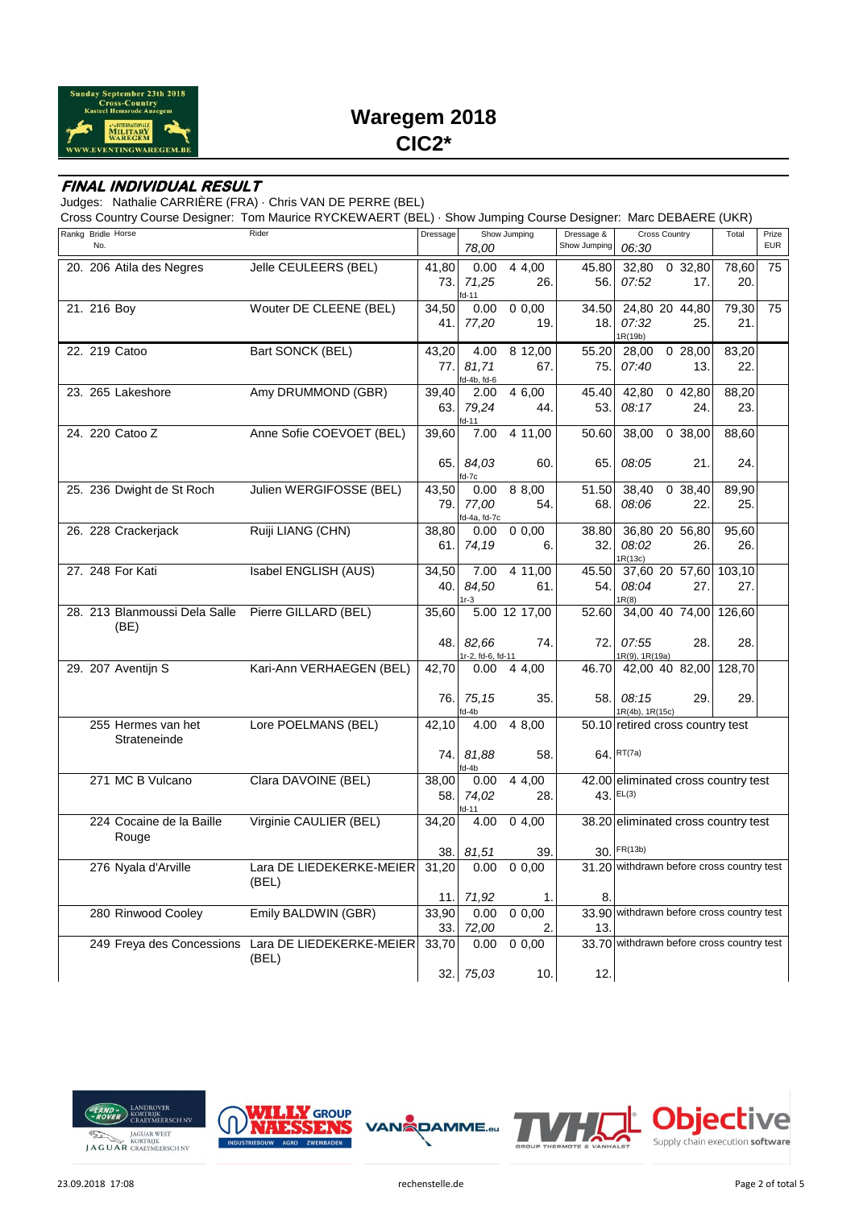# Waregem 2018

## CIC2*

### FINAL INDIVIDUAL RESULT

Judges: Nathalie CARRIÈRE (FRA) · Chris VAN DE PERRE (BEL)

Cross Country Course Designer: Tom Maurice RYCKEWAERT (BEL) · Show Jumping Course Designer: Marc DEBAERE (UKR)

| Rankg | Bridle No. | Horse | Rider | Dressage | Show Jumping 78,00 | | | Dressage & Show Jumping | Cross Country 06:30 | | | Total | Prize EUR |
|---|---|---|---|---|---|---|---|---|---|---|---|---|---|
| 20. | 206 | Atila des Negres | Jelle CEULEERS (BEL) | 41,80 / 73. | 0.00 / 71,25 / fd-11 | 4 | 4,00 / 26. | 45.80 / 56. | 32,80 / 07:52 | 0 | 32,80 / 17. | 78,60 / 20. | 75 |
| 21. | 216 | Boy | Wouter DE CLEENE (BEL) | 34,50 / 41. | 0.00 / 77,20 | 0 | 0,00 / 19. | 34.50 / 18. | 24,80 / 07:32 / 1R(19b) | 20 | 44,80 / 25. | 79,30 / 21. | 75 |
| 22. | 219 | Catoo | Bart SONCK (BEL) | 43,20 / 77. | 4.00 / 81,71 / fd-4b, fd-6 | 8 | 12,00 / 67. | 55.20 / 75. | 28,00 / 07:40 | 0 | 28,00 / 13. | 83,20 / 22. | |
| 23. | 265 | Lakeshore | Amy DRUMMOND (GBR) | 39,40 / 63. | 2.00 / 79,24 / fd-11 | 4 | 6,00 / 44. | 45.40 / 53. | 42,80 / 08:17 | 0 | 42,80 / 24. | 88,20 / 23. | |
| 24. | 220 | Catoo Z | Anne Sofie COEVOET (BEL) | 39,60 / 65. | 7.00 / 84,03 / fd-7c | 4 | 11,00 / 60. | 50.60 / 65. | 38,00 / 08:05 | 0 | 38,00 / 21. | 88,60 / 24. | |
| 25. | 236 | Dwight de St Roch | Julien WERGIFOSSE (BEL) | 43,50 / 79. | 0.00 / 77,00 / fd-4a, fd-7c | 8 | 8,00 / 54. | 51.50 / 68. | 38,40 / 08:06 | 0 | 38,40 / 22. | 89,90 / 25. | |
| 26. | 228 | Crackerjack | Ruiji LIANG (CHN) | 38,80 / 61. | 0.00 / 74,19 | 0 | 0,00 / 6. | 38.80 / 32. | 36,80 / 08:02 / 1R(13c) | 20 | 56,80 / 26. | 95,60 / 26. | |
| 27. | 248 | For Kati | Isabel ENGLISH (AUS) | 34,50 / 40. | 7.00 / 84,50 / 1r-3 | 4 | 11,00 / 61. | 45.50 / 54. | 37,60 / 08:04 / 1R(8) | 20 | 57,60 / 27. | 103,10 / 27. | |
| 28. | 213 | Blanmoussi Dela Salle (BE) | Pierre GILLARD (BEL) | 35,60 / 48. | 5.00 / 82,66 / 1r-2, fd-6, fd-11 | 12 | 17,00 / 74. | 52.60 / 72. | 34,00 / 07:55 / 1R(9), 1R(19a) | 40 | 74,00 / 28. | 126,60 / 28. | |
| 29. | 207 | Aventijn S | Kari-Ann VERHAEGEN (BEL) | 42,70 / 76. | 0.00 / 75,15 / fd-4b | 4 | 4,00 / 35. | 46.70 / 58. | 42,00 / 08:15 / 1R(4b), 1R(15c) | 40 | 82,00 / 29. | 128,70 / 29. | |
| | 255 | Hermes van het Strateneinde | Lore POELMANS (BEL) | 42,10 / 74. | 4.00 / 81,88 / fd-4b | 4 | 8,00 / 58. | 50.10 / 64. | retired cross country test / RT(7a) | | | | |
| | 271 | MC B Vulcano | Clara DAVOINE (BEL) | 38,00 / 58. | 0.00 / 74,02 / fd-11 | 4 | 4,00 / 28. | 42.00 / 43. | eliminated cross country test / EL(3) | | | | |
| | 224 | Cocaine de la Baille Rouge | Virginie CAULIER (BEL) | 34,20 / 38. | 4.00 / 81,51 | 0 | 4,00 / 39. | 38.20 / 30. | eliminated cross country test / FR(13b) | | | | |
| | 276 | Nyala d'Arville | Lara DE LIEDEKERKE-MEIER (BEL) | 31,20 / 11. | 0.00 / 71,92 | 0 | 0,00 / 1. | 31.20 / 8. | withdrawn before cross country test | | | | |
| | 280 | Rinwood Cooley | Emily BALDWIN (GBR) | 33,90 / 33. | 0.00 / 72,00 | 0 | 0,00 / 2. | 33.90 / 13. | withdrawn before cross country test | | | | |
| | 249 | Freya des Concessions | Lara DE LIEDEKERKE-MEIER (BEL) | 33,70 / 32. | 0.00 / 75,03 | 0 | 0,00 / 10. | 33.70 / 12. | withdrawn before cross country test | | | | |

23.09.2018 17:08 rechenstelle.de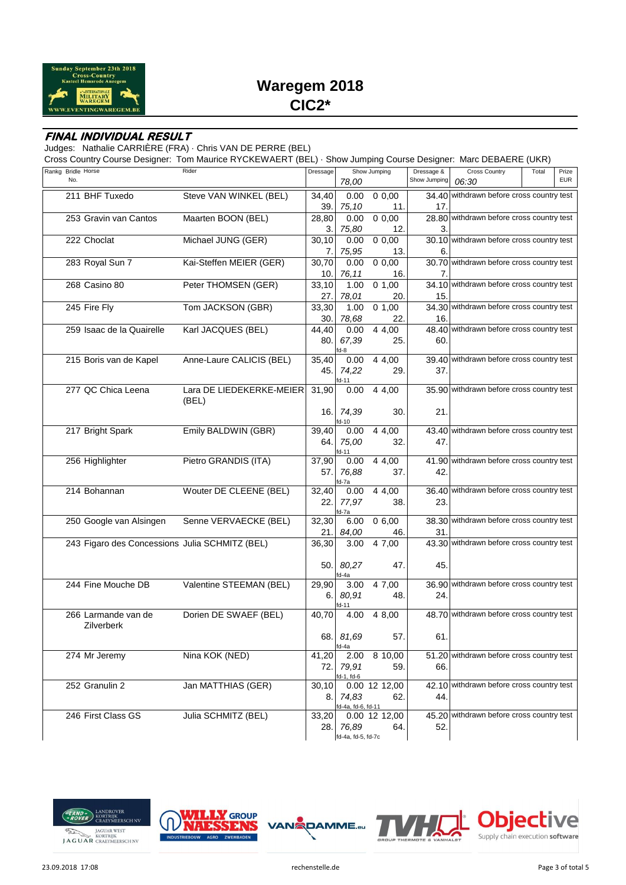# Waregem 2018

## CIC2*

### FINAL INDIVIDUAL RESULT

Judges: Nathalie CARRIÈRE (FRA) · Chris VAN DE PERRE (BEL)

Cross Country Course Designer: Tom Maurice RYCKEWAERT (BEL) · Show Jumping Course Designer: Marc DEBAERE (UKR)

| Rankg | Bridle No. | Horse | Rider | Dressage | Show Jumping 78,00 | | Dressage & Show Jumping | Cross Country 06:30 | Total | Prize EUR |
|---|---|---|---|---|---|---|---|---|---|---|
| | 211 | BHF Tuxedo | Steve VAN WINKEL (BEL) | 34,40 / 39. | 0.00 / 75,10 | 0 0,00 / 11. | 34.40 / 17. | withdrawn before cross country test | | |
| | 253 | Gravin van Cantos | Maarten BOON (BEL) | 28,80 / 3. | 0.00 / 75,80 | 0 0,00 / 12. | 28.80 / 3. | withdrawn before cross country test | | |
| | 222 | Choclat | Michael JUNG (GER) | 30,10 / 7. | 0.00 / 75,95 | 0 0,00 / 13. | 30.10 / 6. | withdrawn before cross country test | | |
| | 283 | Royal Sun 7 | Kai-Steffen MEIER (GER) | 30,70 / 10. | 0.00 / 76,11 | 0 0,00 / 16. | 30.70 / 7. | withdrawn before cross country test | | |
| | 268 | Casino 80 | Peter THOMSEN (GER) | 33,10 / 27. | 1.00 / 78,01 | 0 1,00 / 20. | 34.10 / 15. | withdrawn before cross country test | | |
| | 245 | Fire Fly | Tom JACKSON (GBR) | 33,30 / 30. | 1.00 / 78,68 | 0 1,00 / 22. | 34.30 / 16. | withdrawn before cross country test | | |
| | 259 | Isaac de la Quairelle | Karl JACQUES (BEL) | 44,40 / 80. | 0.00 / 67,39 / fd-8 | 4 4,00 / 25. | 48.40 / 60. | withdrawn before cross country test | | |
| | 215 | Boris van de Kapel | Anne-Laure CALICIS (BEL) | 35,40 / 45. | 0.00 / 74,22 / fd-11 | 4 4,00 / 29. | 39.40 / 37. | withdrawn before cross country test | | |
| | 277 | QC Chica Leena | Lara DE LIEDEKERKE-MEIER (BEL) | 31,90 / 16. | 0.00 / 74,39 / fd-10 | 4 4,00 / 30. | 35.90 / 21. | withdrawn before cross country test | | |
| | 217 | Bright Spark | Emily BALDWIN (GBR) | 39,40 / 64. | 0.00 / 75,00 / fd-11 | 4 4,00 / 32. | 43.40 / 47. | withdrawn before cross country test | | |
| | 256 | Highlighter | Pietro GRANDIS (ITA) | 37,90 / 57. | 0.00 / 76,88 / fd-7a | 4 4,00 / 37. | 41.90 / 42. | withdrawn before cross country test | | |
| | 214 | Bohannan | Wouter DE CLEENE (BEL) | 32,40 / 22. | 0.00 / 77,97 / fd-7a | 4 4,00 / 38. | 36.40 / 23. | withdrawn before cross country test | | |
| | 250 | Google van Alsingen | Senne VERVAECKE (BEL) | 32,30 / 21. | 6.00 / 84,00 | 0 6,00 / 46. | 38.30 / 31. | withdrawn before cross country test | | |
| | 243 | Figaro des Concessions | Julia SCHMITZ (BEL) | 36,30 / 50. | 3.00 / 80,27 / fd-4a | 4 7,00 / 47. | 43.30 / 45. | withdrawn before cross country test | | |
| | 244 | Fine Mouche DB | Valentine STEEMAN (BEL) | 29,90 / 6. | 3.00 / 80,91 / fd-11 | 4 7,00 / 48. | 36.90 / 24. | withdrawn before cross country test | | |
| | 266 | Larmande van de Zilverberk | Dorien DE SWAEF (BEL) | 40,70 / 68. | 4.00 / 81,69 / fd-4a | 4 8,00 / 57. | 48.70 / 61. | withdrawn before cross country test | | |
| | 274 | Mr Jeremy | Nina KOK (NED) | 41,20 / 72. | 2.00 / 79,91 / fd-1, fd-6 | 8 10,00 / 59. | 51.20 / 66. | withdrawn before cross country test | | |
| | 252 | Granulin 2 | Jan MATTHIAS (GER) | 30,10 / 8. | 0.00 / 74,83 / fd-4a, fd-6, fd-11 | 12 12,00 / 62. | 42.10 / 44. | withdrawn before cross country test | | |
| | 246 | First Class GS | Julia SCHMITZ (BEL) | 33,20 / 28. | 0.00 / 76,89 / fd-4a, fd-5, fd-7c | 12 12,00 / 64. | 45.20 / 52. | withdrawn before cross country test | | |

23.09.2018 17:08 · rechenstelle.de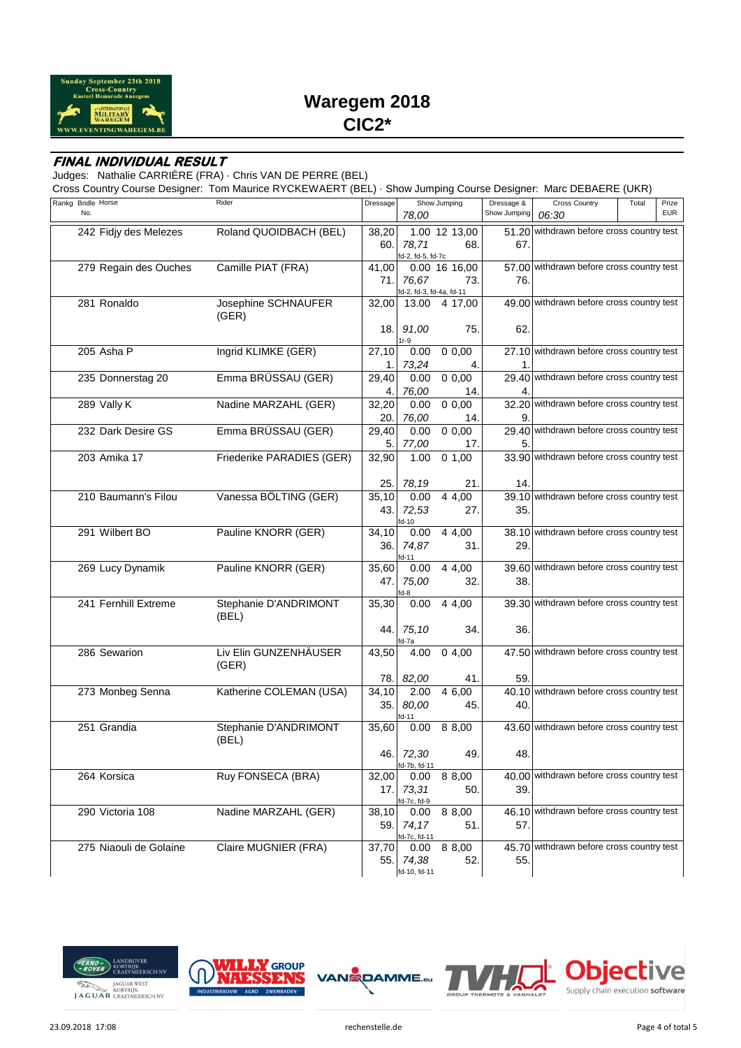# Waregem 2018
## CIC2*

### FINAL INDIVIDUAL RESULT

Judges: Nathalie CARRIÈRE (FRA) · Chris VAN DE PERRE (BEL)

Cross Country Course Designer: Tom Maurice RYCKEWAERT (BEL) · Show Jumping Course Designer: Marc DEBAERE (UKR)

| Rankg | Bridle No. | Horse | Rider | Dressage | Show Jumping 78,00 | Dressage & Show Jumping | Cross Country 06:30 | Total | Prize EUR |
|---|---|---|---|---|---|---|---|---|---|
| | 242 | Fidjy des Melezes | Roland QUOIDBACH (BEL) | 38,20 60. | 1.00 12 13,00 78,71 68. fd-2, fd-5, fd-7c | 51.20 67. | withdrawn before cross country test | | |
| | 279 | Regain des Ouches | Camille PIAT (FRA) | 41,00 71. | 0.00 16 16,00 76,67 73. fd-2, fd-3, fd-4a, fd-11 | 57.00 76. | withdrawn before cross country test | | |
| | 281 | Ronaldo | Josephine SCHNAUFER (GER) | 32,00 18. | 13.00 4 17,00 91,00 75. 1r-9 | 49.00 62. | withdrawn before cross country test | | |
| | 205 | Asha P | Ingrid KLIMKE (GER) | 27,10 1. | 0.00 0 0,00 73,24 4. | 27.10 1. | withdrawn before cross country test | | |
| | 235 | Donnerstag 20 | Emma BRÜSSAU (GER) | 29,40 4. | 0.00 0 0,00 76,00 14. | 29.40 4. | withdrawn before cross country test | | |
| | 289 | Vally K | Nadine MARZAHL (GER) | 32,20 20. | 0.00 0 0,00 76,00 14. | 32.20 9. | withdrawn before cross country test | | |
| | 232 | Dark Desire GS | Emma BRÜSSAU (GER) | 29,40 5. | 0.00 0 0,00 77,00 17. | 29.40 5. | withdrawn before cross country test | | |
| | 203 | Amika 17 | Friederike PARADIES (GER) | 32,90 25. | 1.00 0 1,00 78,19 21. | 33.90 14. | withdrawn before cross country test | | |
| | 210 | Baumann's Filou | Vanessa BÖLTING (GER) | 35,10 43. | 0.00 4 4,00 72,53 27. fd-10 | 39.10 35. | withdrawn before cross country test | | |
| | 291 | Wilbert BO | Pauline KNORR (GER) | 34,10 36. | 0.00 4 4,00 74,87 31. fd-11 | 38.10 29. | withdrawn before cross country test | | |
| | 269 | Lucy Dynamik | Pauline KNORR (GER) | 35,60 47. | 0.00 4 4,00 75,00 32. fd-8 | 39.60 38. | withdrawn before cross country test | | |
| | 241 | Fernhill Extreme | Stephanie D'ANDRIMONT (BEL) | 35,30 44. | 0.00 4 4,00 75,10 34. fd-7a | 39.30 36. | withdrawn before cross country test | | |
| | 286 | Sewarion | Liv Elin GUNZENHÄUSER (GER) | 43,50 78. | 4.00 0 4,00 82,00 41. | 47.50 59. | withdrawn before cross country test | | |
| | 273 | Monbeg Senna | Katherine COLEMAN (USA) | 34,10 35. | 2.00 4 6,00 80,00 45. fd-11 | 40.10 40. | withdrawn before cross country test | | |
| | 251 | Grandia | Stephanie D'ANDRIMONT (BEL) | 35,60 46. | 0.00 8 8,00 72,30 49. fd-7b, fd-11 | 43.60 48. | withdrawn before cross country test | | |
| | 264 | Korsica | Ruy FONSECA (BRA) | 32,00 17. | 0.00 8 8,00 73,31 50. fd-7c, fd-9 | 40.00 39. | withdrawn before cross country test | | |
| | 290 | Victoria 108 | Nadine MARZAHL (GER) | 38,10 59. | 0.00 8 8,00 74,17 51. fd-7c, fd-11 | 46.10 57. | withdrawn before cross country test | | |
| | 275 | Niaouli de Golaine | Claire MUGNIER (FRA) | 37,70 55. | 0.00 8 8,00 74,38 52. fd-10, fd-11 | 45.70 55. | withdrawn before cross country test | | |

23.09.2018 17:08 rechenstelle.de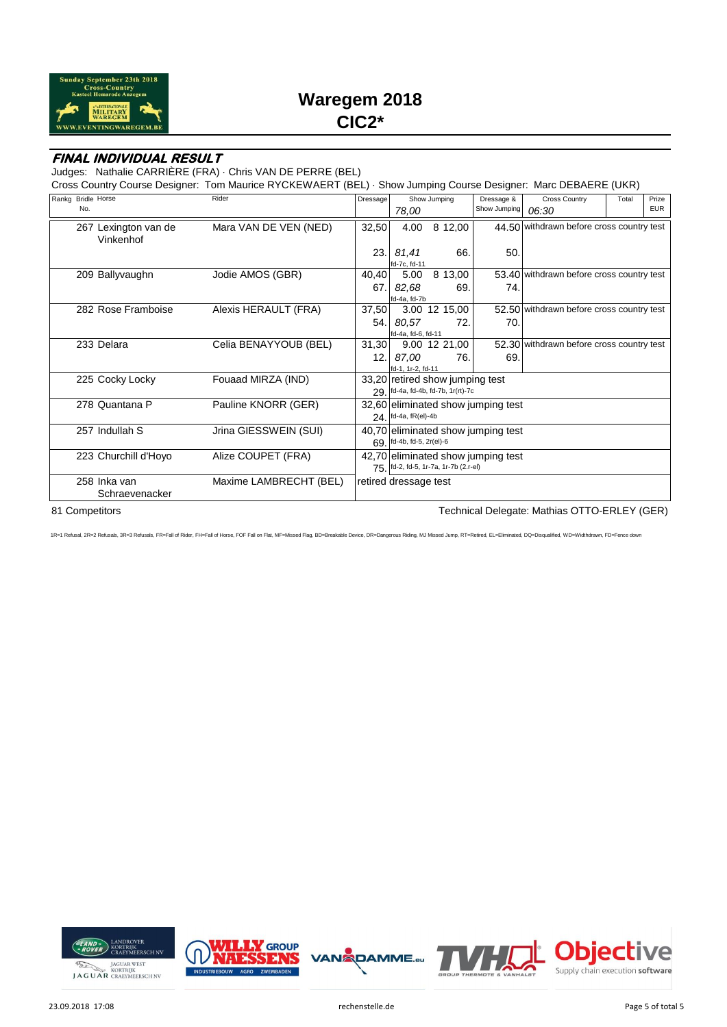# Waregem 2018
## CIC2*

### *FINAL INDIVIDUAL RESULT*

Judges: Nathalie CARRIÈRE (FRA) · Chris VAN DE PERRE (BEL)

Cross Country Course Designer: Tom Maurice RYCKEWAERT (BEL) · Show Jumping Course Designer: Marc DEBAERE (UKR)

| Rankg | Bridle No. | Horse | Rider | Dressage | Show Jumping 78,00 | | | Dressage & Show Jumping | Cross Country 06:30 | | Total | Prize EUR |
|---|---|---|---|---|---|---|---|---|---|---|---|---|
| | 267 | Lexington van de Vinkenhof | Mara VAN DE VEN (NED) | 32,50 | 4.00 | 8 | 12,00 | 44.50 | withdrawn before cross country test | | | |
| | | | | 23. | *81,41* fd-7c, fd-11 | | 66. | 50. | | | | |
| | 209 | Ballyvaughn | Jodie AMOS (GBR) | 40,40 | 5.00 | 8 | 13,00 | 53.40 | withdrawn before cross country test | | | |
| | | | | 67. | *82,68* fd-4a, fd-7b | | 69. | 74. | | | | |
| | 282 | Rose Framboise | Alexis HERAULT (FRA) | 37,50 | 3.00 | 12 | 15,00 | 52.50 | withdrawn before cross country test | | | |
| | | | | 54. | *80,57* fd-4a, fd-6, fd-11 | | 72. | 70. | | | | |
| | 233 | Delara | Celia BENAYYOUB (BEL) | 31,30 | 9.00 | 12 | 21,00 | 52.30 | withdrawn before cross country test | | | |
| | | | | 12. | *87,00* fd-1, 1r-2, fd-11 | | 76. | 69. | | | | |
| | 225 | Cocky Locky | Fouaad MIRZA (IND) | 33,20 | retired show jumping test | | | | | | | |
| | | | | 29. | fd-4a, fd-4b, fd-7b, 1r(rt)-7c | | | | | | | |
| | 278 | Quantana P | Pauline KNORR (GER) | 32,60 | eliminated show jumping test | | | | | | | |
| | | | | 24. | fd-4a, fR(el)-4b | | | | | | | |
| | 257 | Indullah S | Jrina GIESSWEIN (SUI) | 40,70 | eliminated show jumping test | | | | | | | |
| | | | | 69. | fd-4b, fd-5, 2r(el)-6 | | | | | | | |
| | 223 | Churchill d'Hoyo | Alize COUPET (FRA) | 42,70 | eliminated show jumping test | | | | | | | |
| | | | | 75. | fd-2, fd-5, 1r-7a, 1r-7b (2.r-el) | | | | | | | |
| | 258 | Inka van Schraevenacker | Maxime LAMBRECHT (BEL) | retired dressage test | | | | | | | | |

81 Competitors

Technical Delegate: Mathias OTTO-ERLEY (GER)

1R=1 Refusal, 2R=2 Refusals, 3R=3 Refusals, FR=Fall of Rider, FH=Fall of Horse, FOF Fall on Flat, MF=Missed Flag, BD=Breakable Device, DR=Dangerous Riding, MJ Missed Jump, RT=Retired, EL=Eliminated, DQ=Disqualified, WD=Widthdrawn, FD=Fence down

23.09.2018 17:08 rechenstelle.de